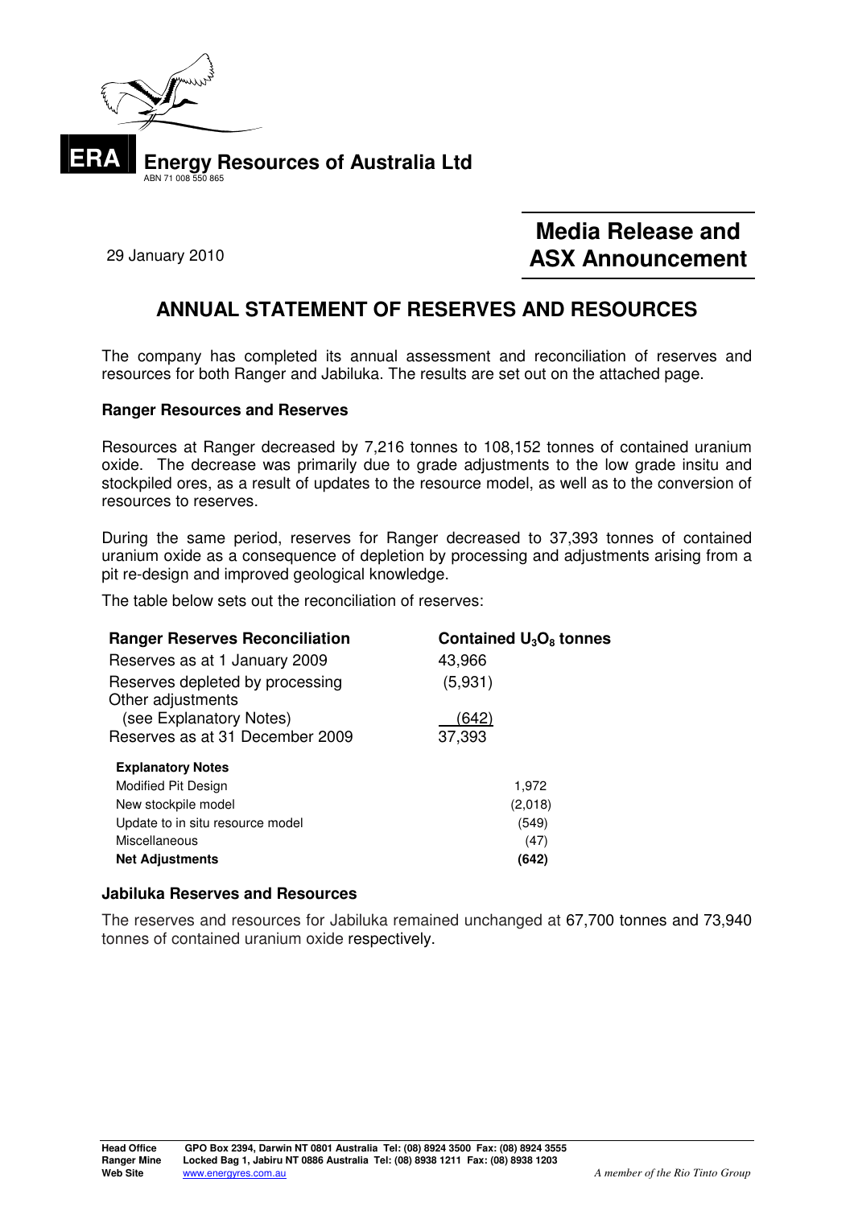**ERA** **Energy Resources of Australia Ltd**
ABN 71 008 550 865

29 January 2010

**Media Release and ASX Announcement**

# ANNUAL STATEMENT OF RESERVES AND RESOURCES

The company has completed its annual assessment and reconciliation of reserves and resources for both Ranger and Jabiluka. The results are set out on the attached page.

### Ranger Resources and Reserves

Resources at Ranger decreased by 7,216 tonnes to 108,152 tonnes of contained uranium oxide. The decrease was primarily due to grade adjustments to the low grade insitu and stockpiled ores, as a result of updates to the resource model, as well as to the conversion of resources to reserves.

During the same period, reserves for Ranger decreased to 37,393 tonnes of contained uranium oxide as a consequence of depletion by processing and adjustments arising from a pit re-design and improved geological knowledge.

The table below sets out the reconciliation of reserves:

| Ranger Reserves Reconciliation | Contained $U_3O_8$ tonnes |
|---|---|
| Reserves as at 1 January 2009 | 43,966 |
| Reserves depleted by processing | (5,931) |
| Other adjustments (see Explanatory Notes) | (642) |
| Reserves as at 31 December 2009 | 37,393 |

| Explanatory Notes | |
|---|---|
| Modified Pit Design | 1,972 |
| New stockpile model | (2,018) |
| Update to in situ resource model | (549) |
| Miscellaneous | (47) |
| **Net Adjustments** | **(642)** |

### Jabiluka Reserves and Resources

The reserves and resources for Jabiluka remained unchanged at 67,700 tonnes and 73,940 tonnes of contained uranium oxide respectively.

**Head Office** GPO Box 2394, Darwin NT 0801 Australia Tel: (08) 8924 3500 Fax: (08) 8924 3555
**Ranger Mine** Locked Bag 1, Jabiru NT 0886 Australia Tel: (08) 8938 1211 Fax: (08) 8938 1203
**Web Site** www.energyres.com.au

*A member of the Rio Tinto Group*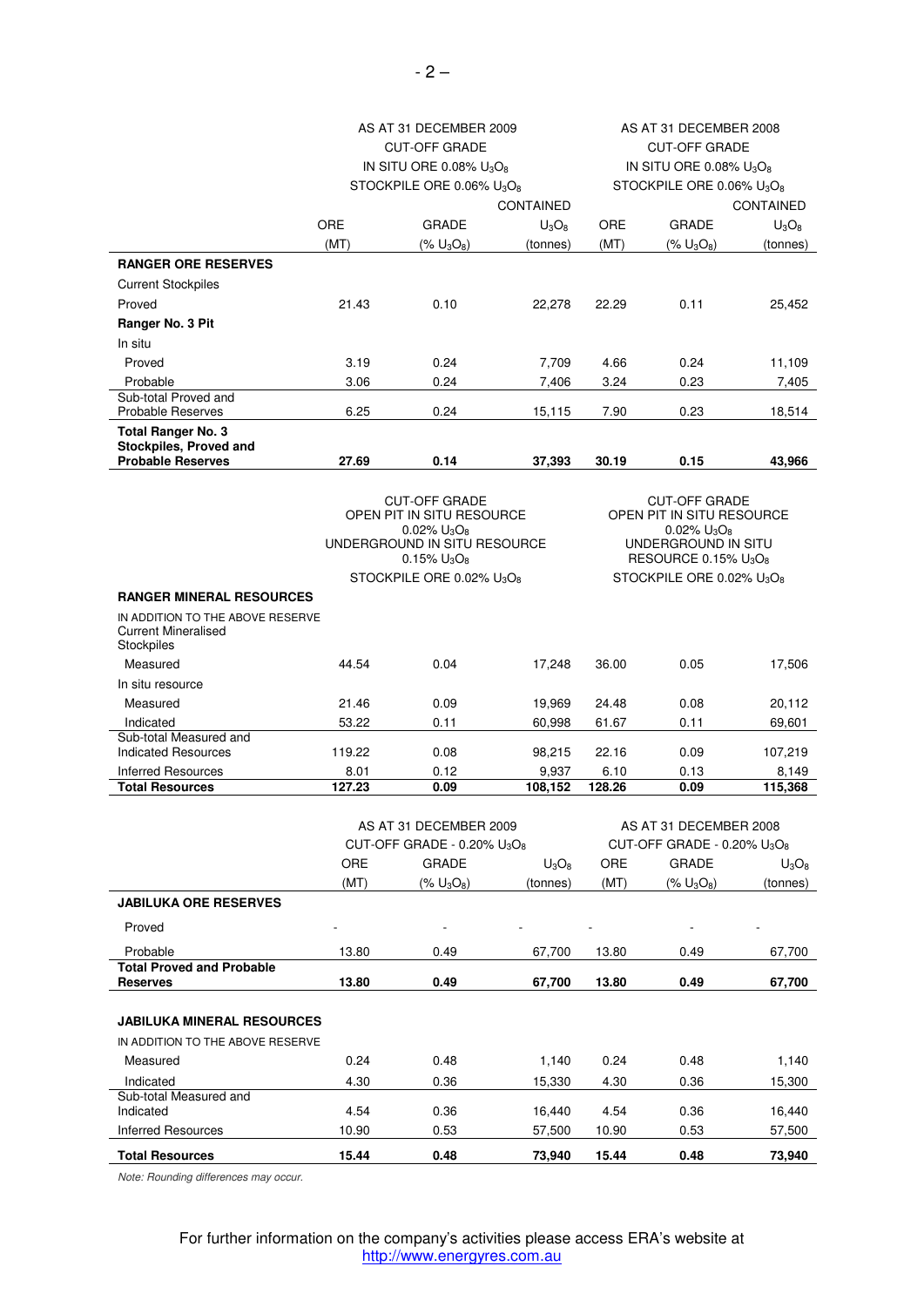| | AS AT 31 DECEMBER 2009 CUT-OFF GRADE IN SITU ORE 0.08% $U_3O_8$ STOCKPILE ORE 0.06% $U_3O_8$ | | | AS AT 31 DECEMBER 2008 CUT-OFF GRADE IN SITU ORE 0.08% $U_3O_8$ STOCKPILE ORE 0.06% $U_3O_8$ | | |
|---|---|---|---|---|---|---|
| | ORE (MT) | GRADE (% $U_3O_8$) | CONTAINED $U_3O_8$ (tonnes) | ORE (MT) | GRADE (% $U_3O_8$) | CONTAINED $U_3O_8$ (tonnes) |
| **RANGER ORE RESERVES** | | | | | | |
| Current Stockpiles | | | | | | |
| Proved | 21.43 | 0.10 | 22,278 | 22.29 | 0.11 | 25,452 |
| **Ranger No. 3 Pit** | | | | | | |
| In situ | | | | | | |
| Proved | 3.19 | 0.24 | 7,709 | 4.66 | 0.24 | 11,109 |
| Probable | 3.06 | 0.24 | 7,406 | 3.24 | 0.23 | 7,405 |
| Sub-total Proved and Probable Reserves | 6.25 | 0.24 | 15,115 | 7.90 | 0.23 | 18,514 |
| **Total Ranger No. 3 Stockpiles, Proved and Probable Reserves** | **27.69** | **0.14** | **37,393** | **30.19** | **0.15** | **43,966** |

| | CUT-OFF GRADE OPEN PIT IN SITU RESOURCE 0.02% $U_3O_8$ UNDERGROUND IN SITU RESOURCE 0.15% $U_3O_8$ STOCKPILE ORE 0.02% $U_3O_8$ | | | CUT-OFF GRADE OPEN PIT IN SITU RESOURCE 0.02% $U_3O_8$ UNDERGROUND IN SITU RESOURCE 0.15% $U_3O_8$ STOCKPILE ORE 0.02% $U_3O_8$ | | |
|---|---|---|---|---|---|---|
| **RANGER MINERAL RESOURCES** | | | | | | |
| IN ADDITION TO THE ABOVE RESERVE Current Mineralised Stockpiles | | | | | | |
| Measured | 44.54 | 0.04 | 17,248 | 36.00 | 0.05 | 17,506 |
| In situ resource | | | | | | |
| Measured | 21.46 | 0.09 | 19,969 | 24.48 | 0.08 | 20,112 |
| Indicated | 53.22 | 0.11 | 60,998 | 61.67 | 0.11 | 69,601 |
| Sub-total Measured and Indicated Resources | 119.22 | 0.08 | 98,215 | 22.16 | 0.09 | 107,219 |
| Inferred Resources | 8.01 | 0.12 | 9,937 | 6.10 | 0.13 | 8,149 |
| **Total Resources** | **127.23** | **0.09** | **108,152** | **128.26** | **0.09** | **115,368** |

| | AS AT 31 DECEMBER 2009 CUT-OFF GRADE - 0.20% $U_3O_8$ | | | AS AT 31 DECEMBER 2008 CUT-OFF GRADE - 0.20% $U_3O_8$ | | |
|---|---|---|---|---|---|---|
| | ORE (MT) | GRADE (% $U_3O_8$) | $U_3O_8$ (tonnes) | ORE (MT) | GRADE (% $U_3O_8$) | $U_3O_8$ (tonnes) |
| **JABILUKA ORE RESERVES** | | | | | | |
| Proved | - | - | - | - | - | - |
| Probable | 13.80 | 0.49 | 67,700 | 13.80 | 0.49 | 67,700 |
| **Total Proved and Probable Reserves** | **13.80** | **0.49** | **67,700** | **13.80** | **0.49** | **67,700** |
| | | | | | | |
| **JABILUKA MINERAL RESOURCES** | | | | | | |
| IN ADDITION TO THE ABOVE RESERVE | | | | | | |
| Measured | 0.24 | 0.48 | 1,140 | 0.24 | 0.48 | 1,140 |
| Indicated | 4.30 | 0.36 | 15,330 | 4.30 | 0.36 | 15,300 |
| Sub-total Measured and Indicated | 4.54 | 0.36 | 16,440 | 4.54 | 0.36 | 16,440 |
| Inferred Resources | 10.90 | 0.53 | 57,500 | 10.90 | 0.53 | 57,500 |
| **Total Resources** | **15.44** | **0.48** | **73,940** | **15.44** | **0.48** | **73,940** |

*Note: Rounding differences may occur.*

For further information on the company's activities please access ERA's website at http://www.energyres.com.au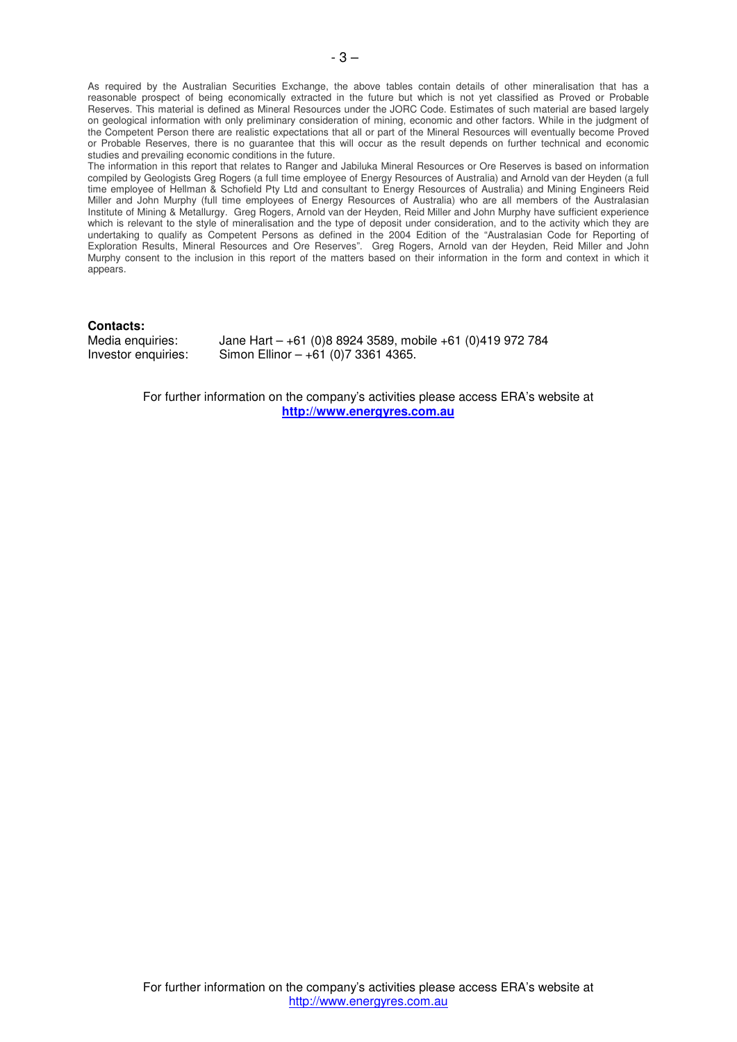As required by the Australian Securities Exchange, the above tables contain details of other mineralisation that has a reasonable prospect of being economically extracted in the future but which is not yet classified as Proved or Probable Reserves. This material is defined as Mineral Resources under the JORC Code. Estimates of such material are based largely on geological information with only preliminary consideration of mining, economic and other factors. While in the judgment of the Competent Person there are realistic expectations that all or part of the Mineral Resources will eventually become Proved or Probable Reserves, there is no guarantee that this will occur as the result depends on further technical and economic studies and prevailing economic conditions in the future.

The information in this report that relates to Ranger and Jabiluka Mineral Resources or Ore Reserves is based on information compiled by Geologists Greg Rogers (a full time employee of Energy Resources of Australia) and Arnold van der Heyden (a full time employee of Hellman & Schofield Pty Ltd and consultant to Energy Resources of Australia) and Mining Engineers Reid Miller and John Murphy (full time employees of Energy Resources of Australia) who are all members of the Australasian Institute of Mining & Metallurgy. Greg Rogers, Arnold van der Heyden, Reid Miller and John Murphy have sufficient experience which is relevant to the style of mineralisation and the type of deposit under consideration, and to the activity which they are undertaking to qualify as Competent Persons as defined in the 2004 Edition of the "Australasian Code for Reporting of Exploration Results, Mineral Resources and Ore Reserves". Greg Rogers, Arnold van der Heyden, Reid Miller and John Murphy consent to the inclusion in this report of the matters based on their information in the form and context in which it appears.

**Contacts:**

Media enquiries: Jane Hart – +61 (0)8 8924 3589, mobile +61 (0)419 972 784

Investor enquiries: Simon Ellinor – +61 (0)7 3361 4365.

For further information on the company's activities please access ERA's website at **http://www.energyres.com.au**